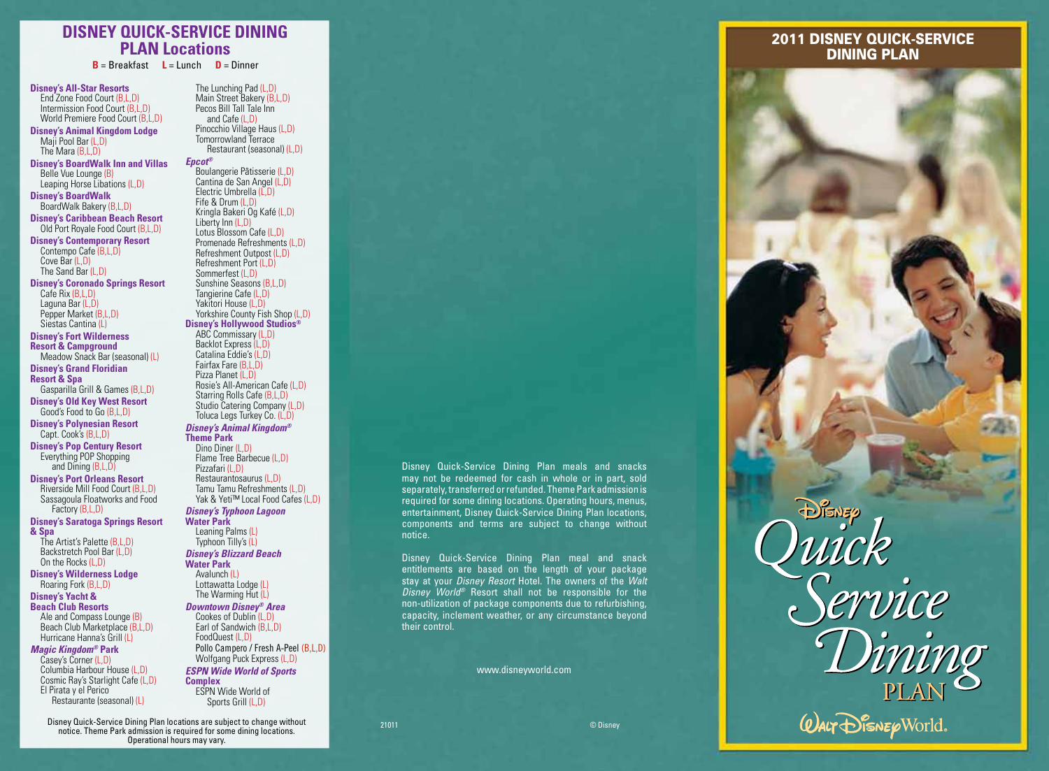## DISNEY QUICK-SERVICE DINING PLAN Locations

**B** = Breakfast **L** = Lunch **D** = Dinner

**Disney's All-Star Resorts**
- End Zone Food Court (B,L,D)
- Intermission Food Court (B,L,D)
- World Premiere Food Court (B,L,D)

**Disney's Animal Kingdom Lodge**
- Maji Pool Bar (L,D)
- The Mara (B,L,D)

**Disney's BoardWalk Inn and Villas**
- Belle Vue Lounge (B)
- Leaping Horse Libations (L,D)

**Disney's BoardWalk**
- BoardWalk Bakery (B,L,D)

**Disney's Caribbean Beach Resort**
- Old Port Royale Food Court (B,L,D)

**Disney's Contemporary Resort**
- Contempo Cafe (B,L,D)
- Cove Bar (L,D)
- The Sand Bar (L,D)

**Disney's Coronado Springs Resort**
- Cafe Rix (B,L,D)
- Laguna Bar (L,D)
- Pepper Market (B,L,D)
- Siestas Cantina (L)

**Disney's Fort Wilderness Resort & Campground**
- Meadow Snack Bar (seasonal) (L)

**Disney's Grand Floridian Resort & Spa**
- Gasparilla Grill & Games (B,L,D)

**Disney's Old Key West Resort**
- Good's Food to Go (B,L,D)

**Disney's Polynesian Resort**
- Capt. Cook's (B,L,D)

**Disney's Pop Century Resort**
- Everything POP Shopping and Dining (B,L,D)

**Disney's Port Orleans Resort**
- Riverside Mill Food Court (B,L,D)
- Sassagoula Floatworks and Food Factory (B,L,D)

**Disney's Saratoga Springs Resort & Spa**
- The Artist's Palette (B,L,D)
- Backstretch Pool Bar (L,D)
- On the Rocks (L,D)

**Disney's Wilderness Lodge**
- Roaring Fork (B,L,D)

**Disney's Yacht & Beach Club Resorts**
- Ale and Compass Lounge (B)
- Beach Club Marketplace (B,L,D)
- Hurricane Hanna's Grill (L)

***Magic Kingdom® Park***
- Casey's Corner (L,D)
- Columbia Harbour House (L,D)
- Cosmic Ray's Starlight Cafe (L,D)
- El Pirata y el Perico Restaurante (seasonal) (L)
- The Lunching Pad (L,D)
- Main Street Bakery (B,L,D)
- Pecos Bill Tall Tale Inn and Cafe (L,D)
- Pinocchio Village Haus (L,D)
- Tomorrowland Terrace Restaurant (seasonal) (L,D)

***Epcot®***
- Boulangerie Pâtisserie (L,D)
- Cantina de San Angel (L,D)
- Electric Umbrella (L,D)
- Fife & Drum (L,D)
- Kringla Bakeri Og Kafé (L,D)
- Liberty Inn (L,D)
- Lotus Blossom Cafe (L,D)
- Promenade Refreshments (L,D)
- Refreshment Outpost (L,D)
- Refreshment Port (L,D)
- Sommerfest (L,D)
- Sunshine Seasons (B,L,D)
- Tangierine Cafe (L,D)
- Yakitori House (L,D)
- Yorkshire County Fish Shop (L,D)

**Disney's Hollywood Studios®**
- ABC Commissary (L,D)
- Backlot Express (L,D)
- Catalina Eddie's (L,D)
- Fairfax Fare (B,L,D)
- Pizza Planet (L,D)
- Rosie's All-American Cafe (L,D)
- Starring Rolls Cafe (B,L,D)
- Studio Catering Company (L,D)
- Toluca Legs Turkey Co. (L,D)

***Disney's Animal Kingdom® Theme Park***
- Dino Diner (L,D)
- Flame Tree Barbecue (L,D)
- Pizzafari (L,D)
- Restaurantosaurus (L,D)
- Tamu Tamu Refreshments (L,D)
- Yak & Yeti™ Local Food Cafes (L,D)

***Disney's Typhoon Lagoon Water Park***
- Leaning Palms (L)
- Typhoon Tilly's (L)

***Disney's Blizzard Beach Water Park***
- Avalunch (L)
- Lottawatta Lodge (L)
- The Warming Hut (L)

***Downtown Disney® Area***
- Cookes of Dublin (L,D)
- Earl of Sandwich (B,L,D)
- FoodQuest (L,D)
- Pollo Campero / Fresh A-Peel (B,L,D)
- Wolfgang Puck Express (L,D)

***ESPN Wide World of Sports Complex***
- ESPN Wide World of Sports Grill (L,D)

Disney Quick-Service Dining Plan locations are subject to change without notice. Theme Park admission is required for some dining locations. Operational hours may vary.

---

Disney Quick-Service Dining Plan meals and snacks may not be redeemed for cash in whole or in part, sold separately, transferred or refunded. Theme Park admission is required for some dining locations. Operating hours, menus, entertainment, Disney Quick-Service Dining Plan locations, components and terms are subject to change without notice.

Disney Quick-Service Dining Plan meal and snack entitlements are based on the length of your package stay at your *Disney Resort* Hotel. The owners of the *Walt Disney World®* Resort shall not be responsible for the non-utilization of package components due to refurbishing, capacity, inclement weather, or any circumstance beyond their control.

www.disneyworld.com

21011 © Disney

---

## 2011 DISNEY QUICK-SERVICE DINING PLAN

Disney *Quick Service Dining* PLAN

Walt Disney World.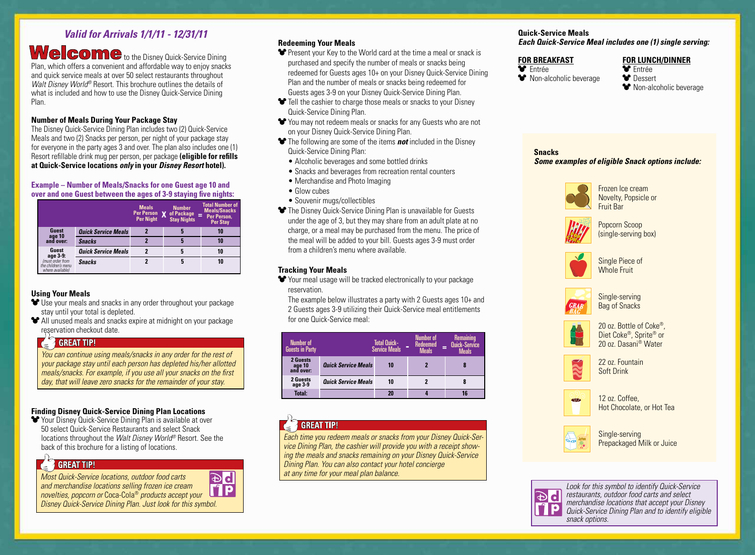*Valid for Arrivals 1/1/11 - 12/31/11*

**Welcome** to the Disney Quick-Service Dining Plan, which offers a convenient and affordable way to enjoy snacks and quick service meals at over 50 select restaurants throughout *Walt Disney World®* Resort. This brochure outlines the details of what is included and how to use the Disney Quick-Service Dining Plan.

### Number of Meals During Your Package Stay

The Disney Quick-Service Dining Plan includes two (2) Quick-Service Meals and two (2) Snacks per person, per night of your package stay for everyone in the party ages 3 and over. The plan also includes one (1) Resort refillable drink mug per person, per package **(eligible for refills at Quick-Service locations *only* in your *Disney Resort* hotel).**

**Example – Number of Meals/Snacks for one Guest age 10 and over and one Guest between the ages of 3-9 staying five nights:**

| | | Meals Per Person Per Night | X | Number of Package Stay Nights | = | Total Number of Meals/Snacks Per Person, Per Stay |
|---|---|---|---|---|---|---|
| Guest age 10 and over: | *Quick Service Meals* | 2 | | 5 | | 10 |
| | *Snacks* | 2 | | 5 | | 10 |
| Guest age 3-9: (must order from the children's menu where available) | *Quick Service Meals* | 2 | | 5 | | 10 |
| | *Snacks* | 2 | | 5 | | 10 |

### Using Your Meals

- Use your meals and snacks in any order throughout your package stay until your total is depleted.
- All unused meals and snacks expire at midnight on your package reservation checkout date.

**GREAT TIP!**

*You can continue using meals/snacks in any order for the rest of your package stay until each person has depleted his/her allotted meals/snacks. For example, if you use all your snacks on the first day, that will leave zero snacks for the remainder of your stay.*

### Finding Disney Quick-Service Dining Plan Locations

- Your Disney Quick-Service Dining Plan is available at over 50 select Quick-Service Restaurants and select Snack locations throughout the *Walt Disney World®* Resort. See the back of this brochure for a listing of locations.

**GREAT TIP!**

*Most Quick-Service locations, outdoor food carts and merchandise locations selling frozen ice cream novelties, popcorn or* Coca-Cola® *products accept your Disney Quick-Service Dining Plan. Just look for this symbol.*

### Redeeming Your Meals

- Present your Key to the World card at the time a meal or snack is purchased and specify the number of meals or snacks being redeemed for Guests ages 10+ on your Disney Quick-Service Dining Plan and the number of meals or snacks being redeemed for Guests ages 3-9 on your Disney Quick-Service Dining Plan.
- Tell the cashier to charge those meals or snacks to your Disney Quick-Service Dining Plan.
- You may not redeem meals or snacks for any Guests who are not on your Disney Quick-Service Dining Plan.
- The following are some of the items ***not*** included in the Disney Quick-Service Dining Plan:
  - Alcoholic beverages and some bottled drinks
  - Snacks and beverages from recreation rental counters
  - Merchandise and Photo Imaging
  - Glow cubes
  - Souvenir mugs/collectibles
- The Disney Quick-Service Dining Plan is unavailable for Guests under the age of 3, but they may share from an adult plate at no charge, or a meal may be purchased from the menu. The price of the meal will be added to your bill. Guests ages 3-9 must order from a children's menu where available.

### Tracking Your Meals

- Your meal usage will be tracked electronically to your package reservation.

  The example below illustrates a party with 2 Guests ages 10+ and 2 Guests ages 3-9 utilizing their Quick-Service meal entitlements for one Quick-Service meal:

| Number of Guests in Party | | Total Quick-Service Meals | - | Number of Redeemed Meals | = | Remaining Quick-Service Meals |
|---|---|---|---|---|---|---|
| 2 Guests age 10 and over: | *Quick Service Meals* | 10 | | 2 | | 8 |
| 2 Guests age 3-9 | *Quick Service Meals* | 10 | | 2 | | 8 |
| Total: | | 20 | | 4 | | 16 |

**GREAT TIP!**

*Each time you redeem meals or snacks from your Disney Quick-Service Dining Plan, the cashier will provide you with a receipt showing the meals and snacks remaining on your Disney Quick-Service Dining Plan. You can also contact your hotel concierge at any time for your meal plan balance.*

### Quick-Service Meals

***Each Quick-Service Meal includes one (1) single serving:***

**FOR BREAKFAST**
- Entrée
- Non-alcoholic beverage

**FOR LUNCH/DINNER**
- Entrée
- Dessert
- Non-alcoholic beverage

### Snacks

***Some examples of eligible Snack options include:***

- Frozen Ice cream Novelty, Popsicle or Fruit Bar
- Popcorn Scoop (single-serving box)
- Single Piece of Whole Fruit
- Single-serving Bag of Snacks
- 20 oz. Bottle of Coke®, Diet Coke®, Sprite® or 20 oz. Dasani® Water
- 22 oz. Fountain Soft Drink
- 12 oz. Coffee, Hot Chocolate, or Hot Tea
- Single-serving Prepackaged Milk or Juice

*Look for this symbol to identify Quick-Service restaurants, outdoor food carts and select merchandise locations that accept your Disney Quick-Service Dining Plan and to identify eligible snack options.*